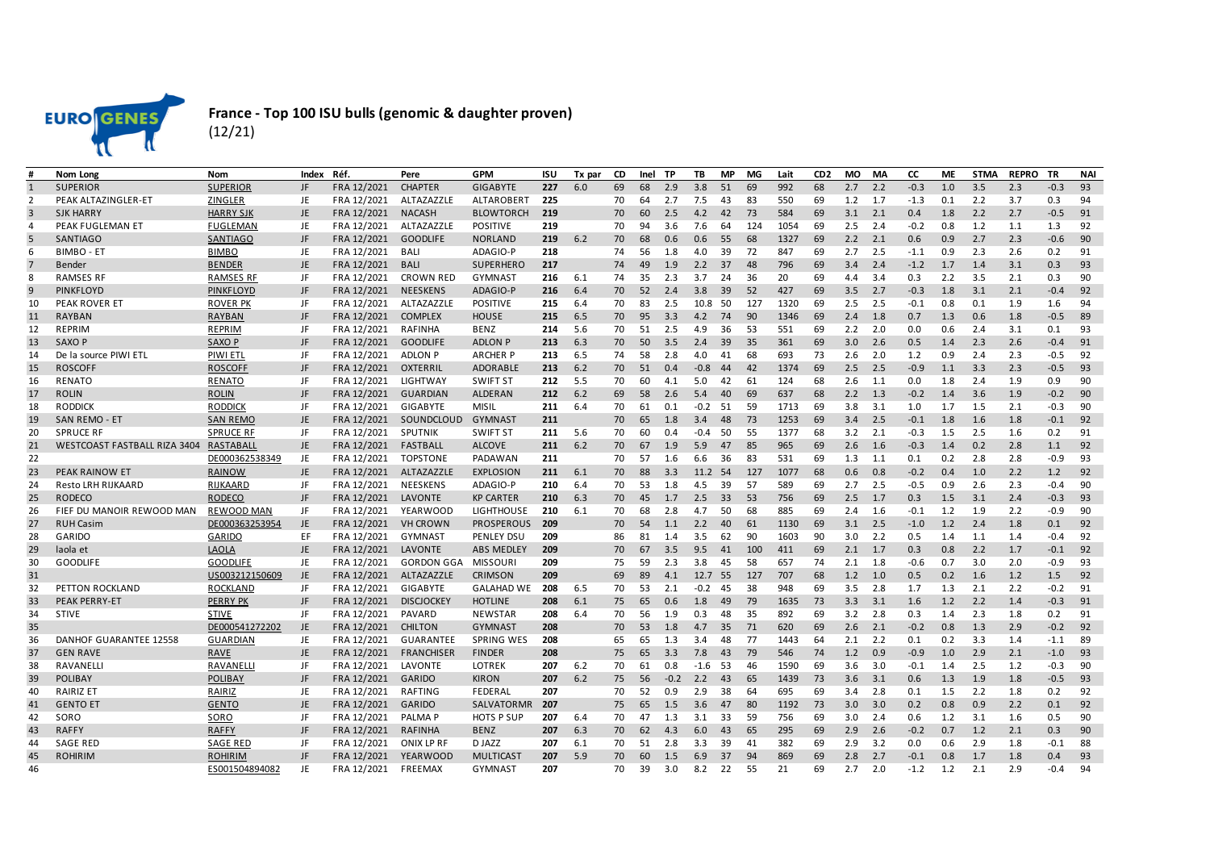# France - Top 100 ISU bulls (genomic & daughter proven)

(12/21)

| # | Nom Long | Nom | Index | Réf. | Pere | GPM | ISU | Tx par | CD | Inel | TP | TB | MP | MG | Lait | CD2 | MO | MA | CC | ME | STMA | REPRO | TR | NAI |
|---|---|---|---|---|---|---|---|---|---|---|---|---|---|---|---|---|---|---|---|---|---|---|---|---|
| 1 | SUPERIOR | SUPERIOR | JF | FRA 12/2021 | CHAPTER | GIGABYTE | 227 | 6.0 | 69 | 68 | 2.9 | 3.8 | 51 | 69 | 992 | 68 | 2.7 | 2.2 | -0.3 | 1.0 | 3.5 | 2.3 | -0.3 | 93 |
| 2 | PEAK ALTAZINGLER-ET | ZINGLER | JE | FRA 12/2021 | ALTAZAZZLE | ALTAROBERT | 225 | | 70 | 64 | 2.7 | 7.5 | 43 | 83 | 550 | 69 | 1.2 | 1.7 | -1.3 | 0.1 | 2.2 | 3.7 | 0.3 | 94 |
| 3 | SJK HARRY | HARRY SJK | JE | FRA 12/2021 | NACASH | BLOWTORCH | 219 | | 70 | 60 | 2.5 | 4.2 | 42 | 73 | 584 | 69 | 3.1 | 2.1 | 0.4 | 1.8 | 2.2 | 2.7 | -0.5 | 91 |
| 4 | PEAK FUGLEMAN ET | FUGLEMAN | JE | FRA 12/2021 | ALTAZAZZLE | POSITIVE | 219 | | 70 | 94 | 3.6 | 7.6 | 64 | 124 | 1054 | 69 | 2.5 | 2.4 | -0.2 | 0.8 | 1.2 | 1.1 | 1.3 | 92 |
| 5 | SANTIAGO | SANTIAGO | JF | FRA 12/2021 | GOODLIFE | NORLAND | 219 | 6.2 | 70 | 68 | 0.6 | 0.6 | 55 | 68 | 1327 | 69 | 2.2 | 2.1 | 0.6 | 0.9 | 2.7 | 2.3 | -0.6 | 90 |
| 6 | BIMBO - ET | BIMBO | JE | FRA 12/2021 | BALI | ADAGIO-P | 218 | | 74 | 56 | 1.8 | 4.0 | 39 | 72 | 847 | 69 | 2.7 | 2.5 | -1.1 | 0.9 | 2.3 | 2.6 | 0.2 | 91 |
| 7 | Bender | BENDER | JE | FRA 12/2021 | BALI | SUPERHERO | 217 | | 74 | 49 | 1.9 | 2.2 | 37 | 48 | 796 | 69 | 3.4 | 2.4 | -1.2 | 1.7 | 1.4 | 3.1 | 0.3 | 93 |
| 8 | RAMSES RF | RAMSES RF | JF | FRA 12/2021 | CROWN RED | GYMNAST | 216 | 6.1 | 74 | 35 | 2.3 | 3.7 | 24 | 36 | 20 | 69 | 4.4 | 3.4 | 0.3 | 2.2 | 3.5 | 2.1 | 0.3 | 90 |
| 9 | PINKFLOYD | PINKFLOYD | JF | FRA 12/2021 | NEESKENS | ADAGIO-P | 216 | 6.4 | 70 | 52 | 2.4 | 3.8 | 39 | 52 | 427 | 69 | 3.5 | 2.7 | -0.3 | 1.8 | 3.1 | 2.1 | -0.4 | 92 |
| 10 | PEAK ROVER ET | ROVER PK | JF | FRA 12/2021 | ALTAZAZZLE | POSITIVE | 215 | 6.4 | 70 | 83 | 2.5 | 10.8 | 50 | 127 | 1320 | 69 | 2.5 | 2.5 | -0.1 | 0.8 | 0.1 | 1.9 | 1.6 | 94 |
| 11 | RAYBAN | RAYBAN | JF | FRA 12/2021 | COMPLEX | HOUSE | 215 | 6.5 | 70 | 95 | 3.3 | 4.2 | 74 | 90 | 1346 | 69 | 2.4 | 1.8 | 0.7 | 1.3 | 0.6 | 1.8 | -0.5 | 89 |
| 12 | REPRIM | REPRIM | JF | FRA 12/2021 | RAFINHA | BENZ | 214 | 5.6 | 70 | 51 | 2.5 | 4.9 | 36 | 53 | 551 | 69 | 2.2 | 2.0 | 0.0 | 0.6 | 2.4 | 3.1 | 0.1 | 93 |
| 13 | SAXO P | SAXO P | JF | FRA 12/2021 | GOODLIFE | ADLON P | 213 | 6.3 | 70 | 50 | 3.5 | 2.4 | 39 | 35 | 361 | 69 | 3.0 | 2.6 | 0.5 | 1.4 | 2.3 | 2.6 | -0.4 | 91 |
| 14 | De la source PIWI ETL | PIWI ETL | JF | FRA 12/2021 | ADLON P | ARCHER P | 213 | 6.5 | 74 | 58 | 2.8 | 4.0 | 41 | 68 | 693 | 73 | 2.6 | 2.0 | 1.2 | 0.9 | 2.4 | 2.3 | -0.5 | 92 |
| 15 | ROSCOFF | ROSCOFF | JF | FRA 12/2021 | OXTERRIL | ADORABLE | 213 | 6.2 | 70 | 51 | 0.4 | -0.8 | 44 | 42 | 1374 | 69 | 2.5 | 2.5 | -0.9 | 1.1 | 3.3 | 2.3 | -0.5 | 93 |
| 16 | RENATO | RENATO | JF | FRA 12/2021 | LIGHTWAY | SWIFT ST | 212 | 5.5 | 70 | 60 | 4.1 | 5.0 | 42 | 61 | 124 | 68 | 2.6 | 1.1 | 0.0 | 1.8 | 2.4 | 1.9 | 0.9 | 90 |
| 17 | ROLIN | ROLIN | JF | FRA 12/2021 | GUARDIAN | ALDERAN | 212 | 6.2 | 69 | 58 | 2.6 | 5.4 | 40 | 69 | 637 | 68 | 2.2 | 1.3 | -0.2 | 1.4 | 3.6 | 1.9 | -0.2 | 90 |
| 18 | RODDICK | RODDICK | JF | FRA 12/2021 | GIGABYTE | MISIL | 211 | 6.4 | 70 | 61 | 0.1 | -0.2 | 51 | 59 | 1713 | 69 | 3.8 | 3.1 | 1.0 | 1.7 | 1.5 | 2.1 | -0.3 | 90 |
| 19 | SAN REMO - ET | SAN REMO | JE | FRA 12/2021 | SOUNDCLOUD | GYMNAST | 211 | | 70 | 65 | 1.8 | 3.4 | 48 | 73 | 1253 | 69 | 3.4 | 2.5 | -0.1 | 1.8 | 1.6 | 1.8 | -0.1 | 92 |
| 20 | SPRUCE RF | SPRUCE RF | JF | FRA 12/2021 | SPUTNIK | SWIFT ST | 211 | 5.6 | 70 | 60 | 0.4 | -0.4 | 50 | 55 | 1377 | 68 | 3.2 | 2.1 | -0.3 | 1.5 | 2.5 | 1.6 | 0.2 | 91 |
| 21 | WESTCOAST FASTBALL RIZA 3404 | RASTABALL | JE | FRA 12/2021 | FASTBALL | ALCOVE | 211 | 6.2 | 70 | 67 | 1.9 | 5.9 | 47 | 85 | 965 | 69 | 2.6 | 1.6 | -0.3 | 1.4 | 0.2 | 2.8 | 1.1 | 92 |
| 22 | | DE000362538349 | JE | FRA 12/2021 | TOPSTONE | PADAWAN | 211 | | 70 | 57 | 1.6 | 6.6 | 36 | 83 | 531 | 69 | 1.3 | 1.1 | 0.1 | 0.2 | 2.8 | 2.8 | -0.9 | 93 |
| 23 | PEAK RAINOW ET | RAINOW | JE | FRA 12/2021 | ALTAZAZZLE | EXPLOSION | 211 | 6.1 | 70 | 88 | 3.3 | 11.2 | 54 | 127 | 1077 | 68 | 0.6 | 0.8 | -0.2 | 0.4 | 1.0 | 2.2 | 1.2 | 92 |
| 24 | Resto LRH RIJKAARD | RIJKAARD | JF | FRA 12/2021 | NEESKENS | ADAGIO-P | 210 | 6.4 | 70 | 53 | 1.8 | 4.5 | 39 | 57 | 589 | 69 | 2.7 | 2.5 | -0.5 | 0.9 | 2.6 | 2.3 | -0.4 | 90 |
| 25 | RODECO | RODECO | JF | FRA 12/2021 | LAVONTE | KP CARTER | 210 | 6.3 | 70 | 45 | 1.7 | 2.5 | 33 | 53 | 756 | 69 | 2.5 | 1.7 | 0.3 | 1.5 | 3.1 | 2.4 | -0.3 | 93 |
| 26 | FIEF DU MANOIR REWOOD MAN | REWOOD MAN | JF | FRA 12/2021 | YEARWOOD | LIGHTHOUSE | 210 | 6.1 | 70 | 68 | 2.8 | 4.7 | 50 | 68 | 885 | 69 | 2.4 | 1.6 | -0.1 | 1.2 | 1.9 | 2.2 | -0.9 | 90 |
| 27 | RUH Casim | DE000363253954 | JE | FRA 12/2021 | VH CROWN | PROSPEROUS | 209 | | 70 | 54 | 1.1 | 2.2 | 40 | 61 | 1130 | 69 | 3.1 | 2.5 | -1.0 | 1.2 | 2.4 | 1.8 | 0.1 | 92 |
| 28 | GARIDO | GARIDO | EF | FRA 12/2021 | GYMNAST | PENLEY DSU | 209 | | 86 | 81 | 1.4 | 3.5 | 62 | 90 | 1603 | 90 | 3.0 | 2.2 | 0.5 | 1.4 | 1.1 | 1.4 | -0.4 | 92 |
| 29 | laola et | LAOLA | JE | FRA 12/2021 | LAVONTE | ABS MEDLEY | 209 | | 70 | 67 | 3.5 | 9.5 | 41 | 100 | 411 | 69 | 2.1 | 1.7 | 0.3 | 0.8 | 2.2 | 1.7 | -0.1 | 92 |
| 30 | GOODLIFE | GOODLIFE | JE | FRA 12/2021 | GORDON GGA | MISSOURI | 209 | | 75 | 59 | 2.3 | 3.8 | 45 | 58 | 657 | 74 | 2.1 | 1.8 | -0.6 | 0.7 | 3.0 | 2.0 | -0.9 | 93 |
| 31 | | US003212150609 | JE | FRA 12/2021 | ALTAZAZZLE | CRIMSON | 209 | | 69 | 89 | 4.1 | 12.7 | 55 | 127 | 707 | 68 | 1.2 | 1.0 | 0.5 | 0.2 | 1.6 | 1.2 | 1.5 | 92 |
| 32 | PETTON ROCKLAND | ROCKLAND | JF | FRA 12/2021 | GIGABYTE | GALAHAD WE | 208 | 6.5 | 70 | 53 | 2.1 | -0.2 | 45 | 38 | 948 | 69 | 3.5 | 2.8 | 1.7 | 1.3 | 2.1 | 2.2 | -0.2 | 91 |
| 33 | PEAK PERRY-ET | PERRY PK | JF | FRA 12/2021 | DISCJOCKEY | HOTLINE | 208 | 6.1 | 75 | 65 | 0.6 | 1.8 | 49 | 79 | 1635 | 73 | 3.3 | 3.1 | 1.6 | 1.2 | 2.2 | 1.4 | -0.3 | 91 |
| 34 | STIVE | STIVE | JF | FRA 12/2021 | PAVARD | NEWSTAR | 208 | 6.4 | 70 | 56 | 1.9 | 0.3 | 48 | 35 | 892 | 69 | 3.2 | 2.8 | 0.3 | 1.4 | 2.3 | 1.8 | 0.2 | 91 |
| 35 | | DE000541272202 | JE | FRA 12/2021 | CHILTON | GYMNAST | 208 | | 70 | 53 | 1.8 | 4.7 | 35 | 71 | 620 | 69 | 2.6 | 2.1 | -0.2 | 0.8 | 1.3 | 2.9 | -0.2 | 92 |
| 36 | DANHOF GUARANTEE 12558 | GUARDIAN | JE | FRA 12/2021 | GUARANTEE | SPRING WES | 208 | | 65 | 65 | 1.3 | 3.4 | 48 | 77 | 1443 | 64 | 2.1 | 2.2 | 0.1 | 0.2 | 3.3 | 1.4 | -1.1 | 89 |
| 37 | GEN RAVE | RAVE | JE | FRA 12/2021 | FRANCHISER | FINDER | 208 | | 75 | 65 | 3.3 | 7.8 | 43 | 79 | 546 | 74 | 1.2 | 0.9 | -0.9 | 1.0 | 2.9 | 2.1 | -1.0 | 93 |
| 38 | RAVANELLI | RAVANELLI | JF | FRA 12/2021 | LAVONTE | LOTREK | 207 | 6.2 | 70 | 61 | 0.8 | -1.6 | 53 | 46 | 1590 | 69 | 3.6 | 3.0 | -0.1 | 1.4 | 2.5 | 1.2 | -0.3 | 90 |
| 39 | POLIBAY | POLIBAY | JF | FRA 12/2021 | GARIDO | KIRON | 207 | 6.2 | 75 | 56 | -0.2 | 2.2 | 43 | 65 | 1439 | 73 | 3.6 | 3.1 | 0.6 | 1.3 | 1.9 | 1.8 | -0.5 | 93 |
| 40 | RAIRIZ ET | RAIRIZ | JE | FRA 12/2021 | RAFTING | FEDERAL | 207 | | 70 | 52 | 0.9 | 2.9 | 38 | 64 | 695 | 69 | 3.4 | 2.8 | 0.1 | 1.5 | 2.2 | 1.8 | 0.2 | 92 |
| 41 | GENTO ET | GENTO | JE | FRA 12/2021 | GARIDO | SALVATORMR | 207 | | 75 | 65 | 1.5 | 3.6 | 47 | 80 | 1192 | 73 | 3.0 | 3.0 | 0.2 | 0.8 | 0.9 | 2.2 | 0.1 | 92 |
| 42 | SORO | SORO | JF | FRA 12/2021 | PALMA P | HOTS P SUP | 207 | 6.4 | 70 | 47 | 1.3 | 3.1 | 33 | 59 | 756 | 69 | 3.0 | 2.4 | 0.6 | 1.2 | 3.1 | 1.6 | 0.5 | 90 |
| 43 | RAFFY | RAFFY | JF | FRA 12/2021 | RAFINHA | BENZ | 207 | 6.3 | 70 | 62 | 4.3 | 6.0 | 43 | 65 | 295 | 69 | 2.9 | 2.6 | -0.2 | 0.7 | 1.2 | 2.1 | 0.3 | 90 |
| 44 | SAGE RED | SAGE RED | JF | FRA 12/2021 | ONIX LP RF | D JAZZ | 207 | 6.1 | 70 | 51 | 2.8 | 3.3 | 39 | 41 | 382 | 69 | 2.9 | 3.2 | 0.0 | 0.6 | 2.9 | 1.8 | -0.1 | 88 |
| 45 | ROHIRIM | ROHIRIM | JF | FRA 12/2021 | YEARWOOD | MULTICAST | 207 | 5.9 | 70 | 60 | 1.5 | 6.9 | 37 | 94 | 869 | 69 | 2.8 | 2.7 | -0.1 | 0.8 | 1.7 | 1.8 | 0.4 | 93 |
| 46 | | ES001504894082 | JE | FRA 12/2021 | FREEMAX | GYMNAST | 207 | | 70 | 39 | 3.0 | 8.2 | 22 | 55 | 21 | 69 | 2.7 | 2.0 | -1.2 | 1.2 | 2.1 | 2.9 | -0.4 | 94 |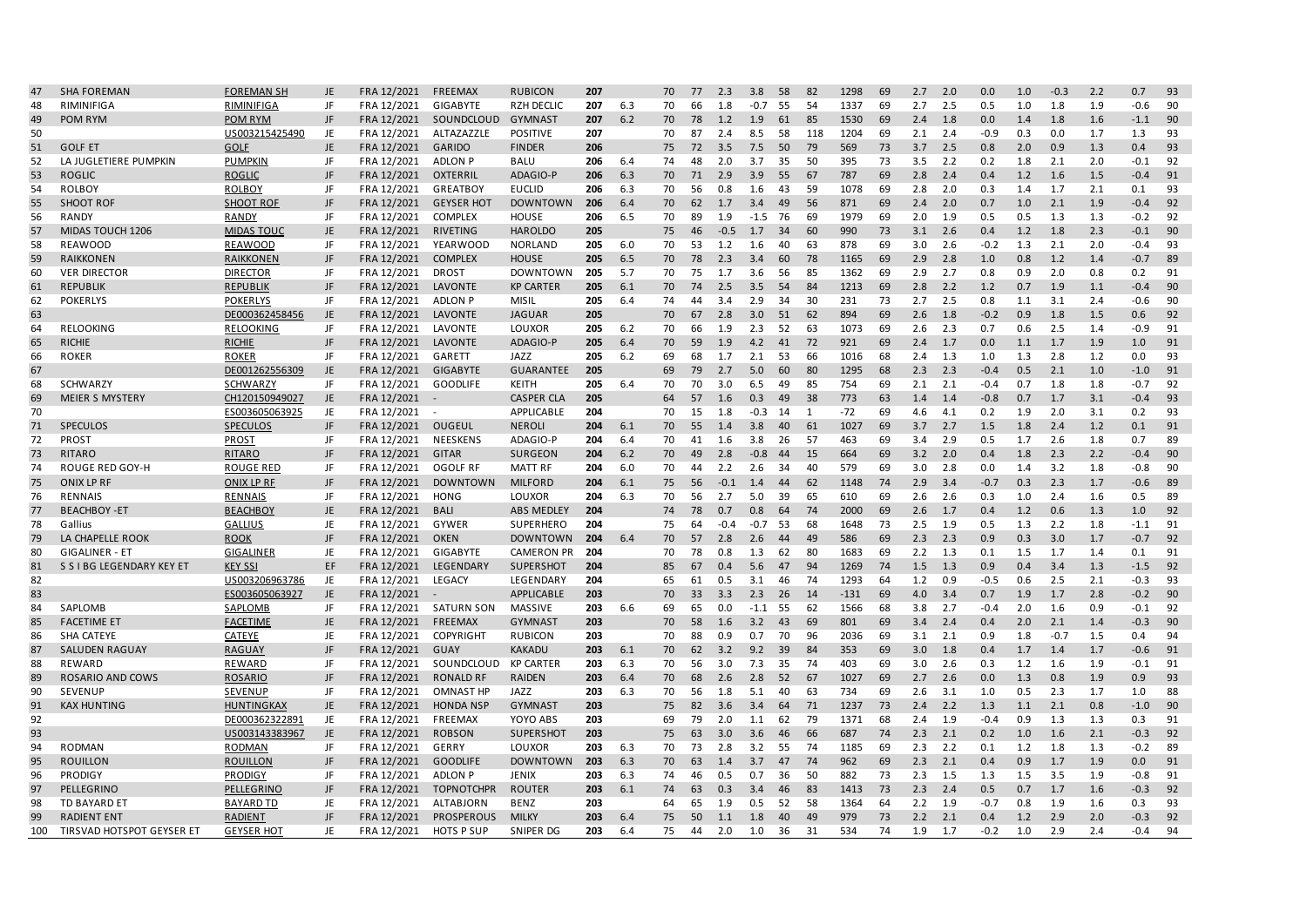| | | | | | | | | | | | | | | | | | | | | | | | | | | |
|---|---|---|---|---|---|---|---|---|---|---|---|---|---|---|---|---|---|---|---|---|---|---|---|---|---|---|
| 47 | SHA FOREMAN | FOREMAN SH | JE | FRA 12/2021 | FREEMAX | RUBICON | 207 | | 70 | 77 | 2.3 | 3.8 | 58 | 82 | 1298 | 69 | 2.7 | 2.0 | 0.0 | 1.0 | -0.3 | 2.2 | 0.7 | 93 |
| 48 | RIMINIFIGA | RIMINIFIGA | JF | FRA 12/2021 | GIGABYTE | RZH DECLIC | 207 | 6.3 | 70 | 66 | 1.8 | -0.7 | 55 | 54 | 1337 | 69 | 2.7 | 2.5 | 0.5 | 1.0 | 1.8 | 1.9 | -0.6 | 90 |
| 49 | POM RYM | POM RYM | JF | FRA 12/2021 | SOUNDCLOUD | GYMNAST | 207 | 6.2 | 70 | 78 | 1.2 | 1.9 | 61 | 85 | 1530 | 69 | 2.4 | 1.8 | 0.0 | 1.4 | 1.8 | 1.6 | -1.1 | 90 |
| 50 | | US003215425490 | JE | FRA 12/2021 | ALTAZAZZLE | POSITIVE | 207 | | 70 | 87 | 2.4 | 8.5 | 58 | 118 | 1204 | 69 | 2.1 | 2.4 | -0.9 | 0.3 | 0.0 | 1.7 | 1.3 | 93 |
| 51 | GOLF ET | GOLF | JE | FRA 12/2021 | GARIDO | FINDER | 206 | | 75 | 72 | 3.5 | 7.5 | 50 | 79 | 569 | 73 | 3.7 | 2.5 | 0.8 | 2.0 | 0.9 | 1.3 | 0.4 | 93 |
| 52 | LA JUGLETIERE PUMPKIN | PUMPKIN | JF | FRA 12/2021 | ADLON P | BALU | 206 | 6.4 | 74 | 48 | 2.0 | 3.7 | 35 | 50 | 395 | 73 | 3.5 | 2.2 | 0.2 | 1.8 | 2.1 | 2.0 | -0.1 | 92 |
| 53 | ROGLIC | ROGLIC | JF | FRA 12/2021 | OXTERRIL | ADAGIO-P | 206 | 6.3 | 70 | 71 | 2.9 | 3.9 | 55 | 67 | 787 | 69 | 2.8 | 2.4 | 0.4 | 1.2 | 1.6 | 1.5 | -0.4 | 91 |
| 54 | ROLBOY | ROLBOY | JF | FRA 12/2021 | GREATBOY | EUCLID | 206 | 6.3 | 70 | 56 | 0.8 | 1.6 | 43 | 59 | 1078 | 69 | 2.8 | 2.0 | 0.3 | 1.4 | 1.7 | 2.1 | 0.1 | 93 |
| 55 | SHOOT ROF | SHOOT ROF | JF | FRA 12/2021 | GEYSER HOT | DOWNTOWN | 206 | 6.4 | 70 | 62 | 1.7 | 3.4 | 49 | 56 | 871 | 69 | 2.4 | 2.0 | 0.7 | 1.0 | 2.1 | 1.9 | -0.4 | 92 |
| 56 | RANDY | RANDY | JF | FRA 12/2021 | COMPLEX | HOUSE | 206 | 6.5 | 70 | 89 | 1.9 | -1.5 | 76 | 69 | 1979 | 69 | 2.0 | 1.9 | 0.5 | 0.5 | 1.3 | 1.3 | -0.2 | 92 |
| 57 | MIDAS TOUCH 1206 | MIDAS TOUC | JE | FRA 12/2021 | RIVETING | HAROLDO | 205 | | 75 | 46 | -0.5 | 1.7 | 34 | 60 | 990 | 73 | 3.1 | 2.6 | 0.4 | 1.2 | 1.8 | 2.3 | -0.1 | 90 |
| 58 | REAWOOD | REAWOOD | JF | FRA 12/2021 | YEARWOOD | NORLAND | 205 | 6.0 | 70 | 53 | 1.2 | 1.6 | 40 | 63 | 878 | 69 | 3.0 | 2.6 | -0.2 | 1.3 | 2.1 | 2.0 | -0.4 | 93 |
| 59 | RAIKKONEN | RAIKKONEN | JF | FRA 12/2021 | COMPLEX | HOUSE | 205 | 6.5 | 70 | 78 | 2.3 | 3.4 | 60 | 78 | 1165 | 69 | 2.9 | 2.8 | 1.0 | 0.8 | 1.2 | 1.4 | -0.7 | 89 |
| 60 | VER DIRECTOR | DIRECTOR | JF | FRA 12/2021 | DROST | DOWNTOWN | 205 | 5.7 | 70 | 75 | 1.7 | 3.6 | 56 | 85 | 1362 | 69 | 2.9 | 2.7 | 0.8 | 0.9 | 2.0 | 0.8 | 0.2 | 91 |
| 61 | REPUBLIK | REPUBLIK | JF | FRA 12/2021 | LAVONTE | KP CARTER | 205 | 6.1 | 70 | 74 | 2.5 | 3.5 | 54 | 84 | 1213 | 69 | 2.8 | 2.2 | 1.2 | 0.7 | 1.9 | 1.1 | -0.4 | 90 |
| 62 | POKERLYS | POKERLYS | JF | FRA 12/2021 | ADLON P | MISIL | 205 | 6.4 | 74 | 44 | 3.4 | 2.9 | 34 | 30 | 231 | 73 | 2.7 | 2.5 | 0.8 | 1.1 | 3.1 | 2.4 | -0.6 | 90 |
| 63 | | DE000362458456 | JE | FRA 12/2021 | LAVONTE | JAGUAR | 205 | | 70 | 67 | 2.8 | 3.0 | 51 | 62 | 894 | 69 | 2.6 | 1.8 | -0.2 | 0.9 | 1.8 | 1.5 | 0.6 | 92 |
| 64 | RELOOKING | RELOOKING | JF | FRA 12/2021 | LAVONTE | LOUXOR | 205 | 6.2 | 70 | 66 | 1.9 | 2.3 | 52 | 63 | 1073 | 69 | 2.6 | 2.3 | 0.7 | 0.6 | 2.5 | 1.4 | -0.9 | 91 |
| 65 | RICHIE | RICHIE | JF | FRA 12/2021 | LAVONTE | ADAGIO-P | 205 | 6.4 | 70 | 59 | 1.9 | 4.2 | 41 | 72 | 921 | 69 | 2.4 | 1.7 | 0.0 | 1.1 | 1.7 | 1.9 | 1.0 | 91 |
| 66 | ROKER | ROKER | JF | FRA 12/2021 | GARETT | JAZZ | 205 | 6.2 | 69 | 68 | 1.7 | 2.1 | 53 | 66 | 1016 | 68 | 2.4 | 1.3 | 1.0 | 1.3 | 2.8 | 1.2 | 0.0 | 93 |
| 67 | | DE001262556309 | JE | FRA 12/2021 | GIGABYTE | GUARANTEE | 205 | | 69 | 79 | 2.7 | 5.0 | 60 | 80 | 1295 | 68 | 2.3 | 2.3 | -0.4 | 0.5 | 2.1 | 1.0 | -1.0 | 91 |
| 68 | SCHWARZY | SCHWARZY | JF | FRA 12/2021 | GOODLIFE | KEITH | 205 | 6.4 | 70 | 70 | 3.0 | 6.5 | 49 | 85 | 754 | 69 | 2.1 | 2.1 | -0.4 | 0.7 | 1.8 | 1.8 | -0.7 | 92 |
| 69 | MEIER S MYSTERY | CH120150949027 | JE | FRA 12/2021 | - | CASPER CLA | 205 | | 64 | 57 | 1.6 | 0.3 | 49 | 38 | 773 | 63 | 1.4 | 1.4 | -0.8 | 0.7 | 1.7 | 3.1 | -0.4 | 93 |
| 70 | | ES003605063925 | JE | FRA 12/2021 | - | APPLICABLE | 204 | | 70 | 15 | 1.8 | -0.3 | 14 | 1 | -72 | 69 | 4.6 | 4.1 | 0.2 | 1.9 | 2.0 | 3.1 | 0.2 | 93 |
| 71 | SPECULOS | SPECULOS | JF | FRA 12/2021 | OUGEUL | NEROLI | 204 | 6.1 | 70 | 55 | 1.4 | 3.8 | 40 | 61 | 1027 | 69 | 3.7 | 2.7 | 1.5 | 1.8 | 2.4 | 1.2 | 0.1 | 91 |
| 72 | PROST | PROST | JF | FRA 12/2021 | NEESKENS | ADAGIO-P | 204 | 6.4 | 70 | 41 | 1.6 | 3.8 | 26 | 57 | 463 | 69 | 3.4 | 2.9 | 0.5 | 1.7 | 2.6 | 1.8 | 0.7 | 89 |
| 73 | RITARO | RITARO | JF | FRA 12/2021 | GITAR | SURGEON | 204 | 6.2 | 70 | 49 | 2.8 | -0.8 | 44 | 15 | 664 | 69 | 3.2 | 2.0 | 0.4 | 1.8 | 2.3 | 2.2 | -0.4 | 90 |
| 74 | ROUGE RED GOY-H | ROUGE RED | JF | FRA 12/2021 | OGOLF RF | MATT RF | 204 | 6.0 | 70 | 44 | 2.2 | 2.6 | 34 | 40 | 579 | 69 | 3.0 | 2.8 | 0.0 | 1.4 | 3.2 | 1.8 | -0.8 | 90 |
| 75 | ONIX LP RF | ONIX LP RF | JF | FRA 12/2021 | DOWNTOWN | MILFORD | 204 | 6.1 | 75 | 56 | -0.1 | 1.4 | 44 | 62 | 1148 | 74 | 2.9 | 3.4 | -0.7 | 0.3 | 2.3 | 1.7 | -0.6 | 89 |
| 76 | RENNAIS | RENNAIS | JF | FRA 12/2021 | HONG | LOUXOR | 204 | 6.3 | 70 | 56 | 2.7 | 5.0 | 39 | 65 | 610 | 69 | 2.6 | 2.6 | 0.3 | 1.0 | 2.4 | 1.6 | 0.5 | 89 |
| 77 | BEACHBOY -ET | BEACHBOY | JE | FRA 12/2021 | BALI | ABS MEDLEY | 204 | | 74 | 78 | 0.7 | 0.8 | 64 | 74 | 2000 | 69 | 2.6 | 1.7 | 0.4 | 1.2 | 0.6 | 1.3 | 1.0 | 92 |
| 78 | Gallius | GALLIUS | JE | FRA 12/2021 | GYWER | SUPERHERO | 204 | | 75 | 64 | -0.4 | -0.7 | 53 | 68 | 1648 | 73 | 2.5 | 1.9 | 0.5 | 1.3 | 2.2 | 1.8 | -1.1 | 91 |
| 79 | LA CHAPELLE ROOK | ROOK | JF | FRA 12/2021 | OKEN | DOWNTOWN | 204 | 6.4 | 70 | 57 | 2.8 | 2.6 | 44 | 49 | 586 | 69 | 2.3 | 2.3 | 0.9 | 0.3 | 3.0 | 1.7 | -0.7 | 92 |
| 80 | GIGALINER - ET | GIGALINER | JE | FRA 12/2021 | GIGABYTE | CAMERON PR | 204 | | 70 | 78 | 0.8 | 1.3 | 62 | 80 | 1683 | 69 | 2.2 | 1.3 | 0.1 | 1.5 | 1.7 | 1.4 | 0.1 | 91 |
| 81 | S S I BG LEGENDARY KEY ET | KEY SSI | EF | FRA 12/2021 | LEGENDARY | SUPERSHOT | 204 | | 85 | 67 | 0.4 | 5.6 | 47 | 94 | 1269 | 74 | 1.5 | 1.3 | 0.9 | 0.4 | 3.4 | 1.3 | -1.5 | 92 |
| 82 | | US003206963786 | JE | FRA 12/2021 | LEGACY | LEGENDARY | 204 | | 65 | 61 | 0.5 | 3.1 | 46 | 74 | 1293 | 64 | 1.2 | 0.9 | -0.5 | 0.6 | 2.5 | 2.1 | -0.3 | 93 |
| 83 | | ES003605063927 | JE | FRA 12/2021 | - | APPLICABLE | 203 | | 70 | 33 | 3.3 | 2.3 | 26 | 14 | -131 | 69 | 4.0 | 3.4 | 0.7 | 1.9 | 1.7 | 2.8 | -0.2 | 90 |
| 84 | SAPLOMB | SAPLOMB | JF | FRA 12/2021 | SATURN SON | MASSIVE | 203 | 6.6 | 69 | 65 | 0.0 | -1.1 | 55 | 62 | 1566 | 68 | 3.8 | 2.7 | -0.4 | 2.0 | 1.6 | 0.9 | -0.1 | 92 |
| 85 | FACETIME ET | FACETIME | JE | FRA 12/2021 | FREEMAX | GYMNAST | 203 | | 70 | 58 | 1.6 | 3.2 | 43 | 69 | 801 | 69 | 3.4 | 2.4 | 0.4 | 2.0 | 2.1 | 1.4 | -0.3 | 90 |
| 86 | SHA CATEYE | CATEYE | JE | FRA 12/2021 | COPYRIGHT | RUBICON | 203 | | 70 | 88 | 0.9 | 0.7 | 70 | 96 | 2036 | 69 | 3.1 | 2.1 | 0.9 | 1.8 | -0.7 | 1.5 | 0.4 | 94 |
| 87 | SALUDEN RAGUAY | RAGUAY | JF | FRA 12/2021 | GUAY | KAKADU | 203 | 6.1 | 70 | 62 | 3.2 | 9.2 | 39 | 84 | 353 | 69 | 3.0 | 1.8 | 0.4 | 1.7 | 1.4 | 1.7 | -0.6 | 91 |
| 88 | REWARD | REWARD | JF | FRA 12/2021 | SOUNDCLOUD | KP CARTER | 203 | 6.3 | 70 | 56 | 3.0 | 7.3 | 35 | 74 | 403 | 69 | 3.0 | 2.6 | 0.3 | 1.2 | 1.6 | 1.9 | -0.1 | 91 |
| 89 | ROSARIO AND COWS | ROSARIO | JF | FRA 12/2021 | RONALD RF | RAIDEN | 203 | 6.4 | 70 | 68 | 2.6 | 2.8 | 52 | 67 | 1027 | 69 | 2.7 | 2.6 | 0.0 | 1.3 | 0.8 | 1.9 | 0.9 | 93 |
| 90 | SEVENUP | SEVENUP | JF | FRA 12/2021 | OMNAST HP | JAZZ | 203 | 6.3 | 70 | 56 | 1.8 | 5.1 | 40 | 63 | 734 | 69 | 2.6 | 3.1 | 1.0 | 0.5 | 2.3 | 1.7 | 1.0 | 88 |
| 91 | KAX HUNTING | HUNTINGKAX | JE | FRA 12/2021 | HONDA NSP | GYMNAST | 203 | | 75 | 82 | 3.6 | 3.4 | 64 | 71 | 1237 | 73 | 2.4 | 2.2 | 1.3 | 1.1 | 2.1 | 0.8 | -1.0 | 90 |
| 92 | | DE000362322891 | JE | FRA 12/2021 | FREEMAX | YOYO ABS | 203 | | 69 | 79 | 2.0 | 1.1 | 62 | 79 | 1371 | 68 | 2.4 | 1.9 | -0.4 | 0.9 | 1.3 | 1.3 | 0.3 | 91 |
| 93 | | US003143383967 | JE | FRA 12/2021 | ROBSON | SUPERSHOT | 203 | | 75 | 63 | 3.0 | 3.6 | 46 | 66 | 687 | 74 | 2.3 | 2.1 | 0.2 | 1.0 | 1.6 | 2.1 | -0.3 | 92 |
| 94 | RODMAN | RODMAN | JF | FRA 12/2021 | GERRY | LOUXOR | 203 | 6.3 | 70 | 73 | 2.8 | 3.2 | 55 | 74 | 1185 | 69 | 2.3 | 2.2 | 0.1 | 1.2 | 1.8 | 1.3 | -0.2 | 89 |
| 95 | ROUILLON | ROUILLON | JF | FRA 12/2021 | GOODLIFE | DOWNTOWN | 203 | 6.3 | 70 | 63 | 1.4 | 3.7 | 47 | 74 | 962 | 69 | 2.3 | 2.1 | 0.4 | 0.9 | 1.7 | 1.9 | 0.0 | 91 |
| 96 | PRODIGY | PRODIGY | JF | FRA 12/2021 | ADLON P | JENIX | 203 | 6.3 | 74 | 46 | 0.5 | 0.7 | 36 | 50 | 882 | 73 | 2.3 | 1.5 | 1.3 | 1.5 | 3.5 | 1.9 | -0.8 | 91 |
| 97 | PELLEGRINO | PELLEGRINO | JF | FRA 12/2021 | TOPNOTCHPR | ROUTER | 203 | 6.1 | 74 | 63 | 0.3 | 3.4 | 46 | 83 | 1413 | 73 | 2.3 | 2.4 | 0.5 | 0.7 | 1.7 | 1.6 | -0.3 | 92 |
| 98 | TD BAYARD ET | BAYARD TD | JE | FRA 12/2021 | ALTABJORN | BENZ | 203 | | 64 | 65 | 1.9 | 0.5 | 52 | 58 | 1364 | 64 | 2.2 | 1.9 | -0.7 | 0.8 | 1.9 | 1.6 | 0.3 | 93 |
| 99 | RADIENT ENT | RADIENT | JF | FRA 12/2021 | PROSPEROUS | MILKY | 203 | 6.4 | 75 | 50 | 1.1 | 1.8 | 40 | 49 | 979 | 73 | 2.2 | 2.1 | 0.4 | 1.2 | 2.9 | 2.0 | -0.3 | 92 |
| 100 | TIRSVAD HOTSPOT GEYSER ET | GEYSER HOT | JE | FRA 12/2021 | HOTS P SUP | SNIPER DG | 203 | 6.4 | 75 | 44 | 2.0 | 1.0 | 36 | 31 | 534 | 74 | 1.9 | 1.7 | -0.2 | 1.0 | 2.9 | 2.4 | -0.4 | 94 |